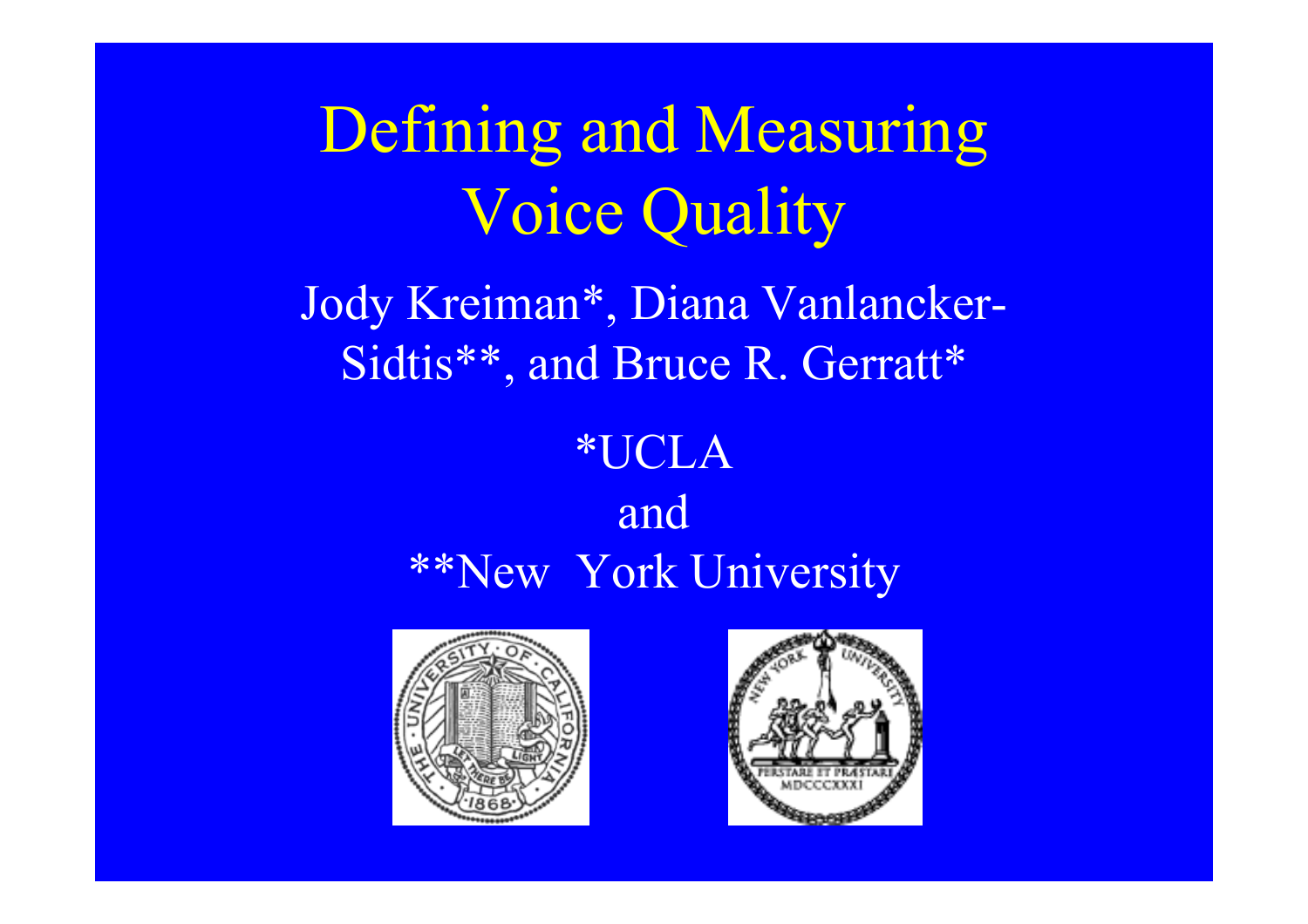# Defining and Measuring Voice Quality

Jody Kreiman*, Diana Vanlancker-Sidtis**, and Bruce R. Gerratt*

*UCLA

and

**New York University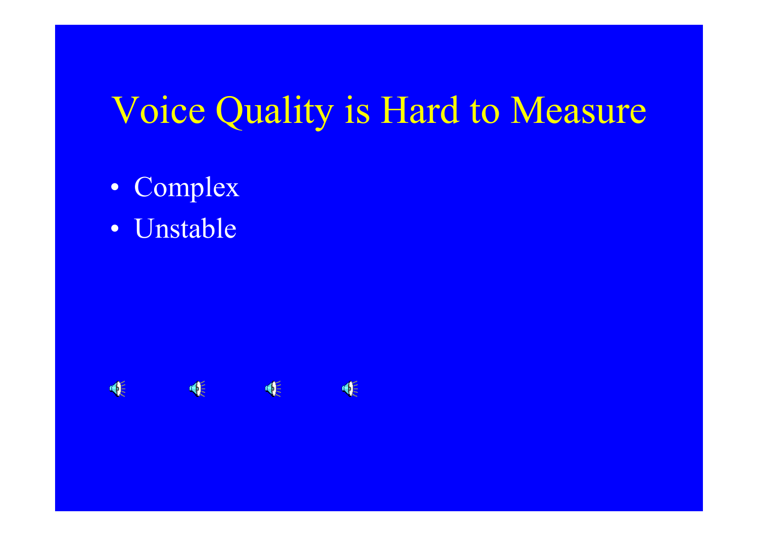# Voice Quality is Hard to Measure

- Complex
- Unstable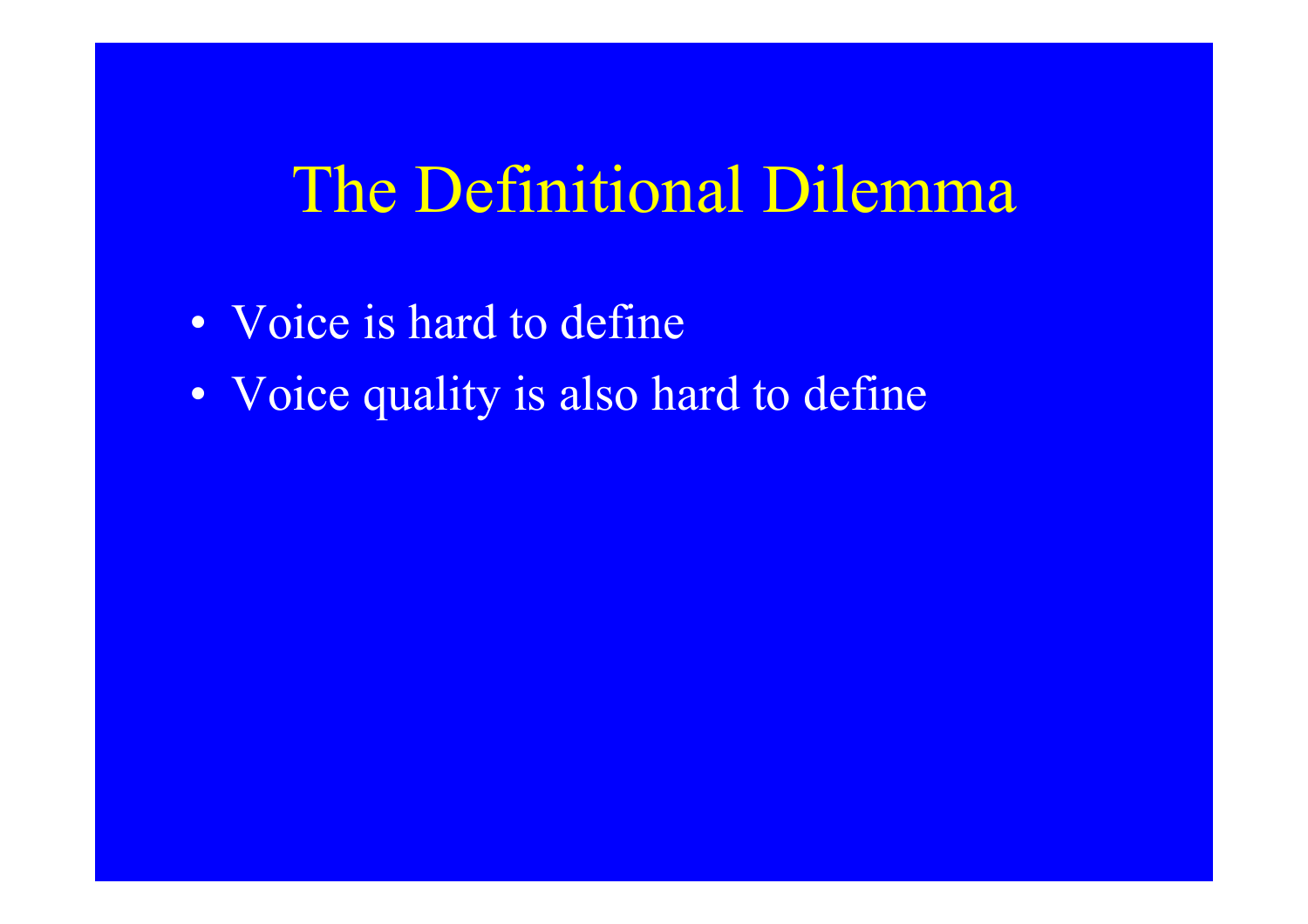# The Definitional Dilemma

- Voice is hard to define
- Voice quality is also hard to define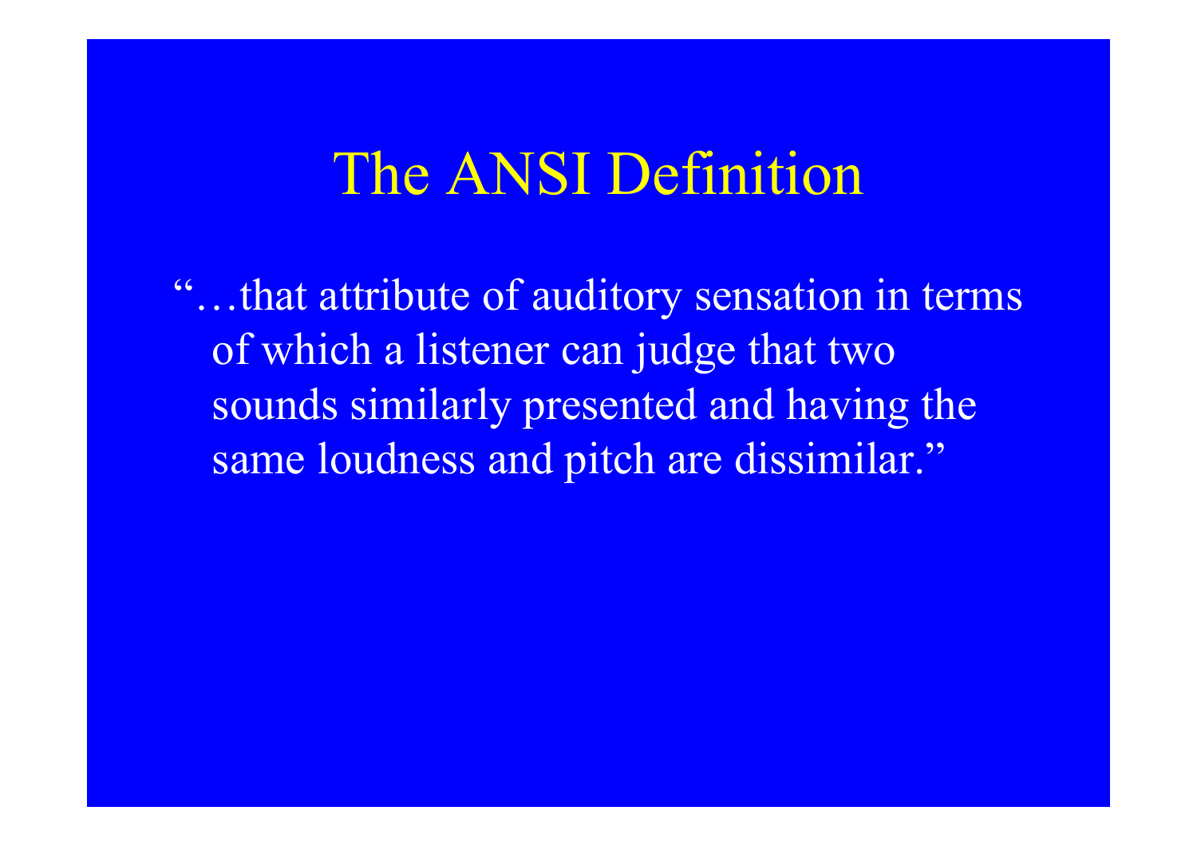# The ANSI Definition

"…that attribute of auditory sensation in terms of which a listener can judge that two sounds similarly presented and having the same loudness and pitch are dissimilar."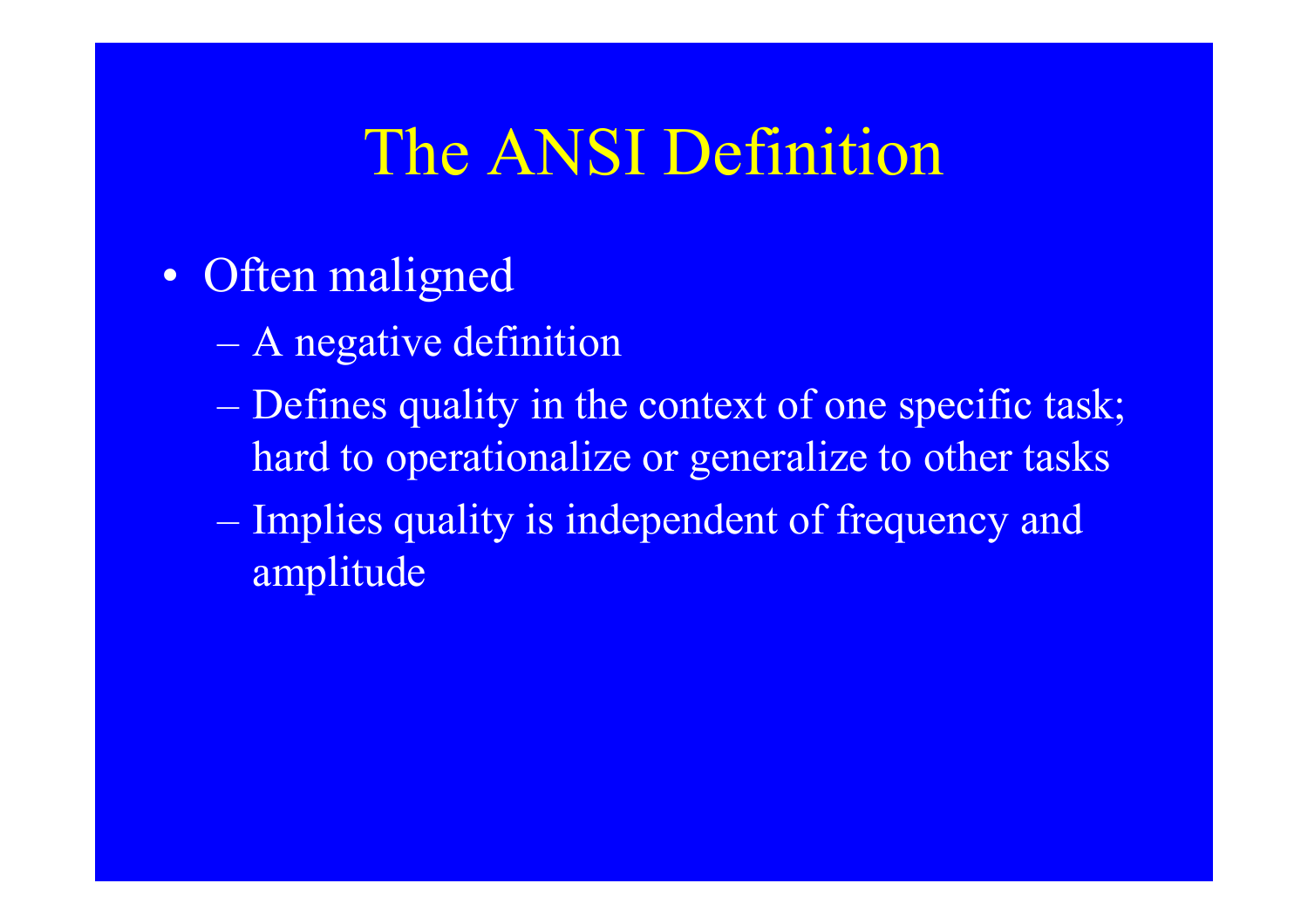# The ANSI Definition

- Often maligned
  - A negative definition
  - Defines quality in the context of one specific task; hard to operationalize or generalize to other tasks
  - Implies quality is independent of frequency and amplitude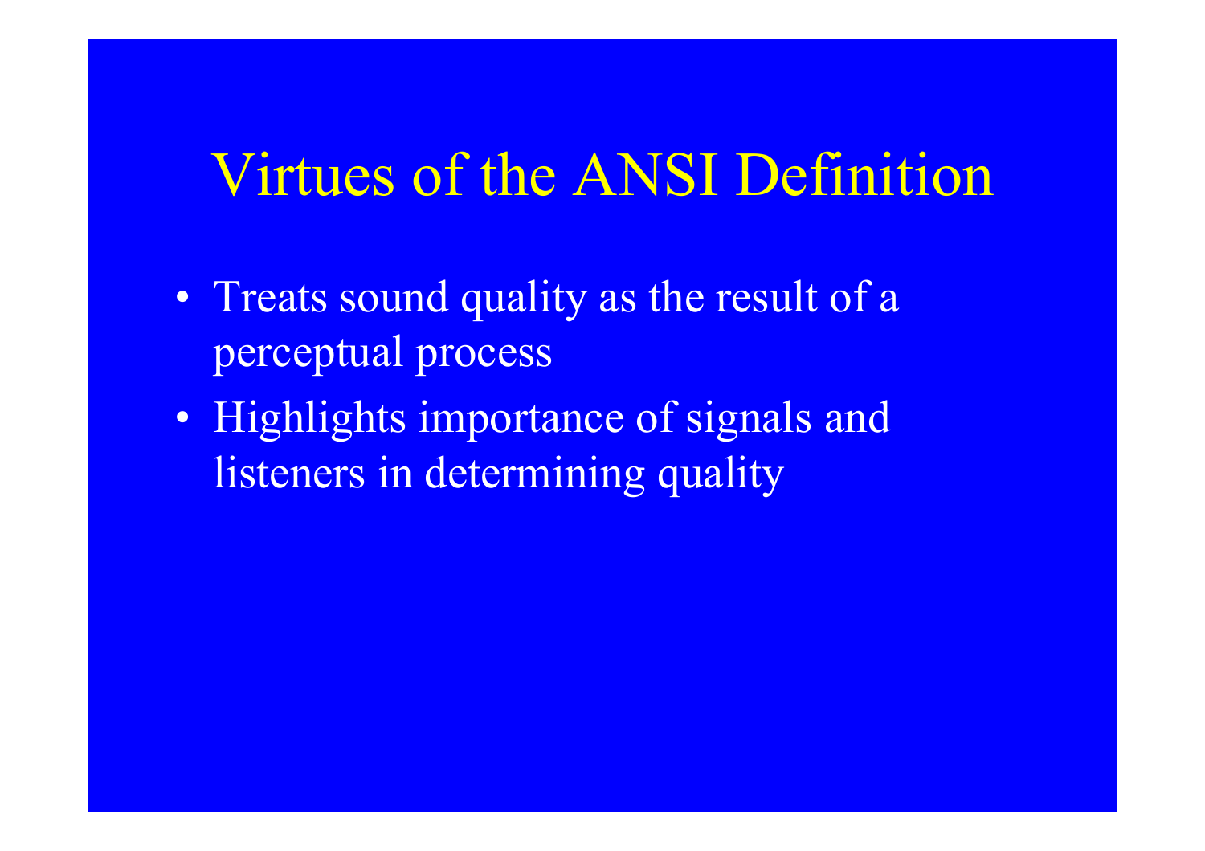# Virtues of the ANSI Definition

- Treats sound quality as the result of a perceptual process
- Highlights importance of signals and listeners in determining quality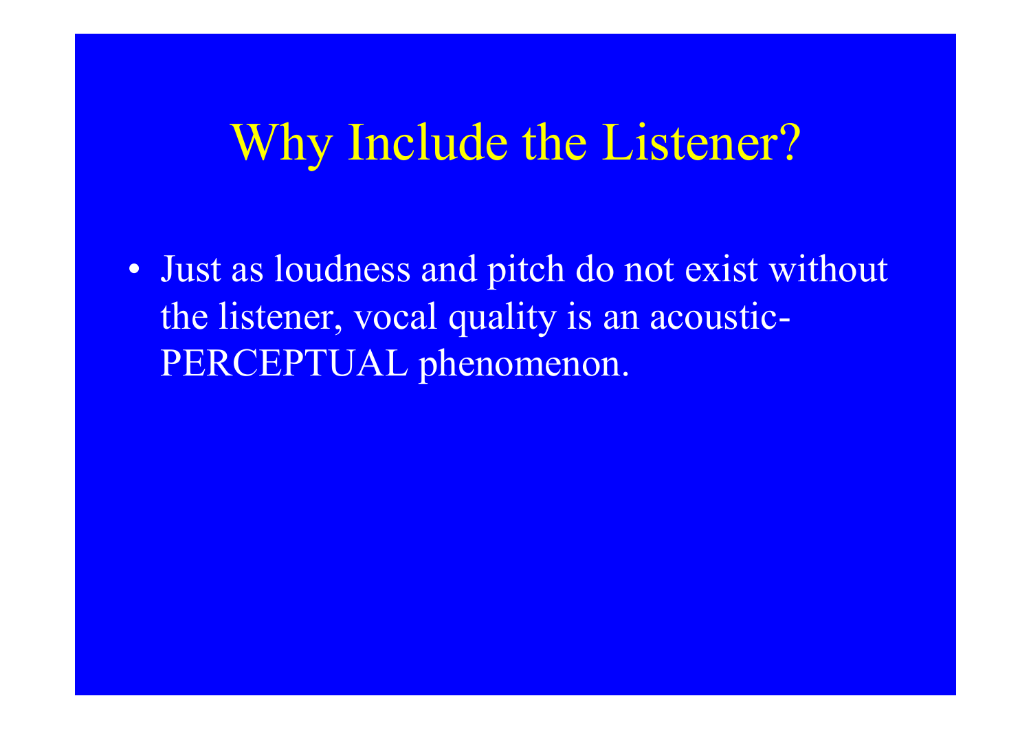# Why Include the Listener?

- Just as loudness and pitch do not exist without the listener, vocal quality is an acoustic-PERCEPTUAL phenomenon.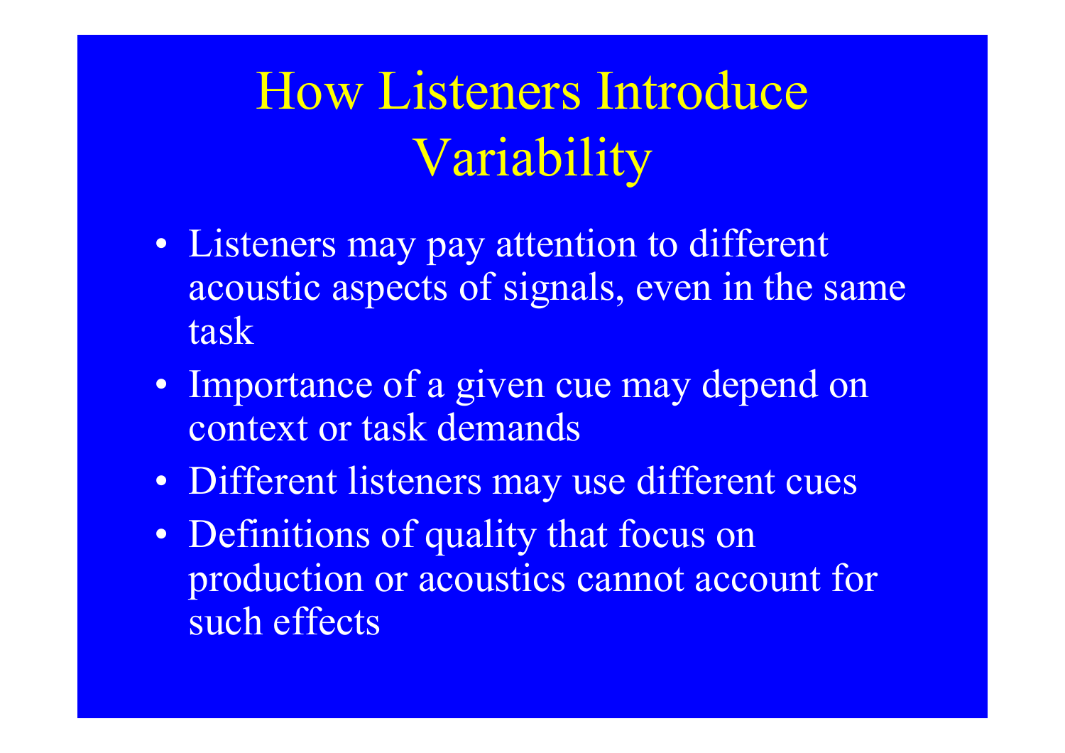# How Listeners Introduce Variability

- Listeners may pay attention to different acoustic aspects of signals, even in the same task
- Importance of a given cue may depend on context or task demands
- Different listeners may use different cues
- Definitions of quality that focus on production or acoustics cannot account for such effects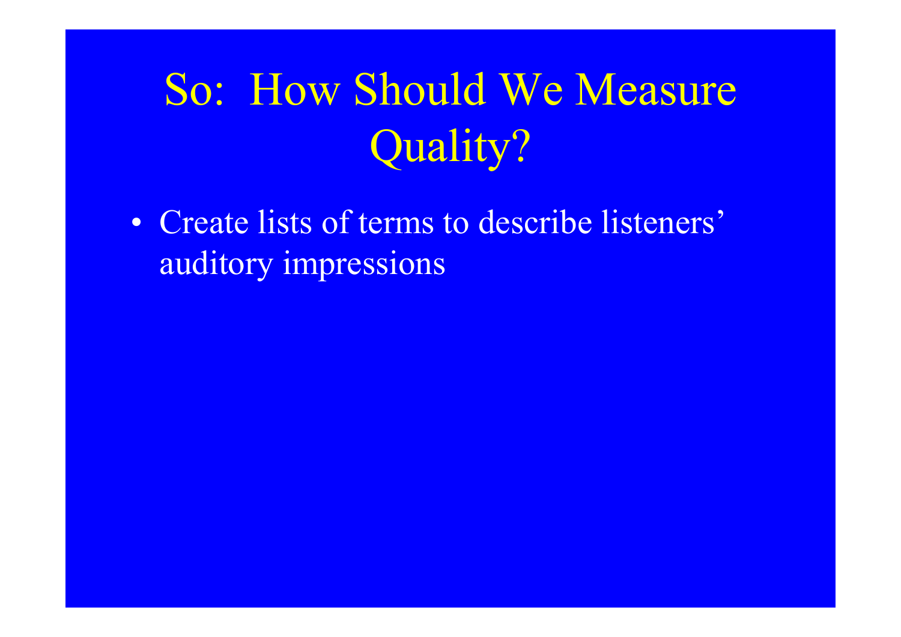# So: How Should We Measure Quality?

- Create lists of terms to describe listeners' auditory impressions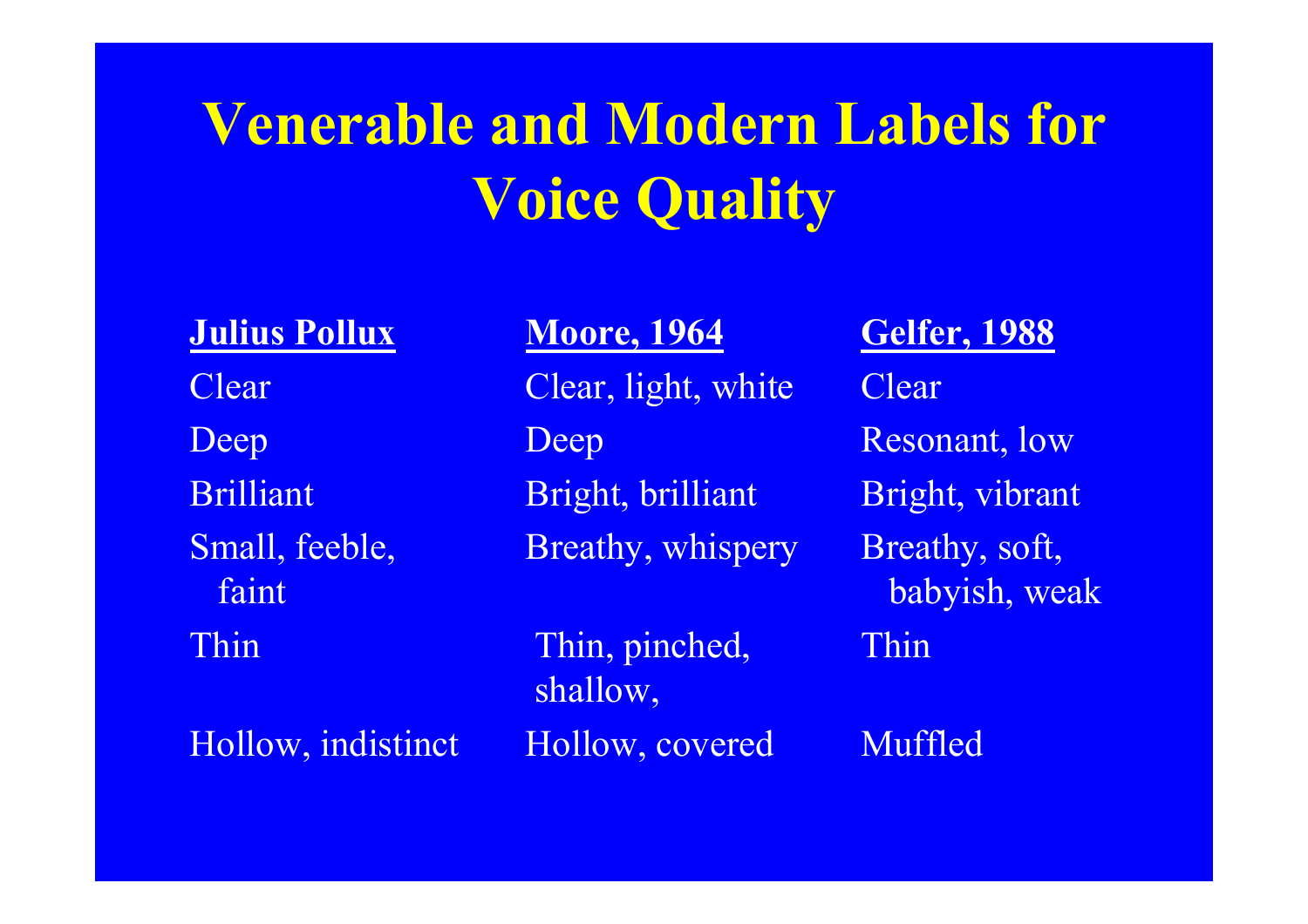# Venerable and Modern Labels for Voice Quality

| Julius Pollux | Moore, 1964 | Gelfer, 1988 |
| --- | --- | --- |
| Clear | Clear, light, white | Clear |
| Deep | Deep | Resonant, low |
| Brilliant | Bright, brilliant | Bright, vibrant |
| Small, feeble, faint | Breathy, whispery | Breathy, soft, babyish, weak |
| Thin | Thin, pinched, shallow, | Thin |
| Hollow, indistinct | Hollow, covered | Muffled |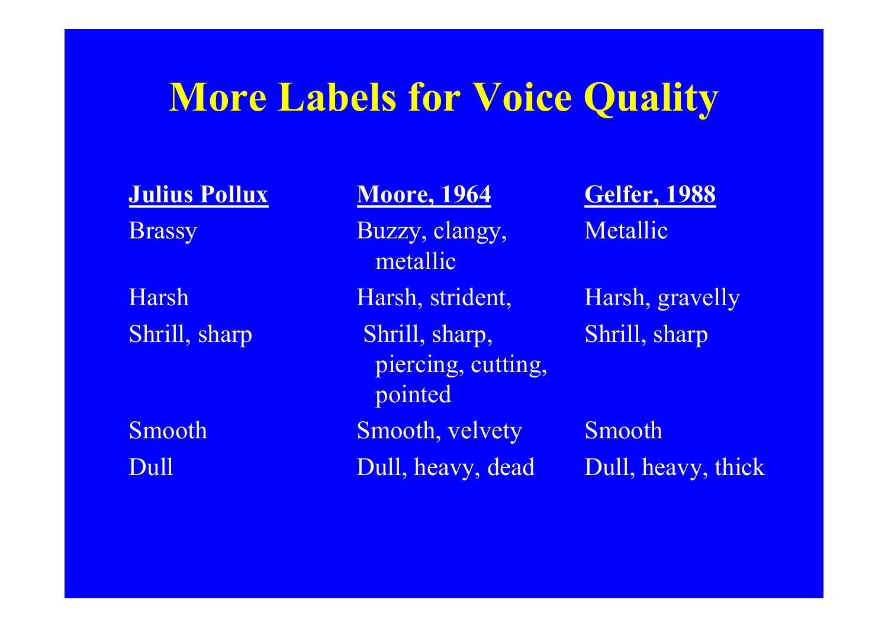# More Labels for Voice Quality

| Julius Pollux | Moore, 1964 | Gelfer, 1988 |
| --- | --- | --- |
| Brassy | Buzzy, clangy, metallic | Metallic |
| Harsh | Harsh, strident, | Harsh, gravelly |
| Shrill, sharp | Shrill, sharp, piercing, cutting, pointed | Shrill, sharp |
| Smooth | Smooth, velvety | Smooth |
| Dull | Dull, heavy, dead | Dull, heavy, thick |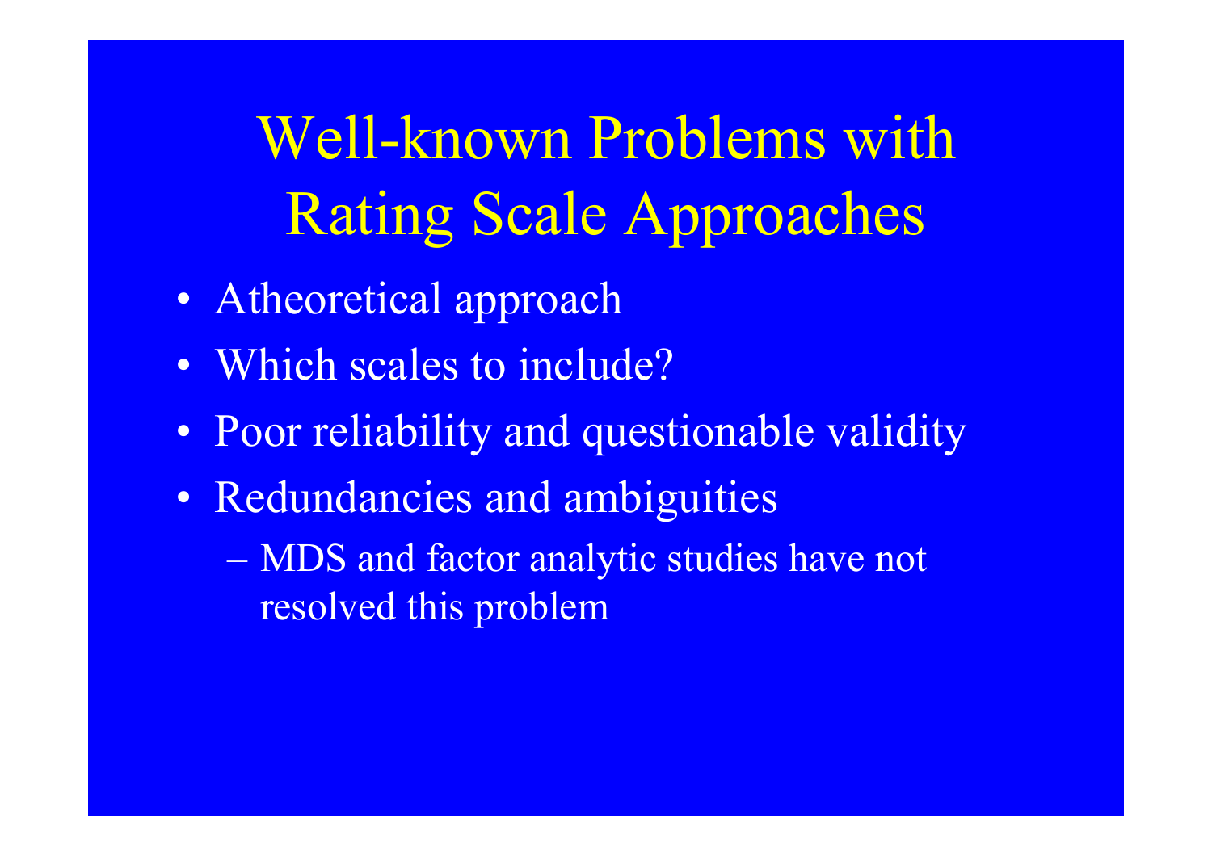# Well-known Problems with Rating Scale Approaches

- Atheoretical approach
- Which scales to include?
- Poor reliability and questionable validity
- Redundancies and ambiguities
  - MDS and factor analytic studies have not resolved this problem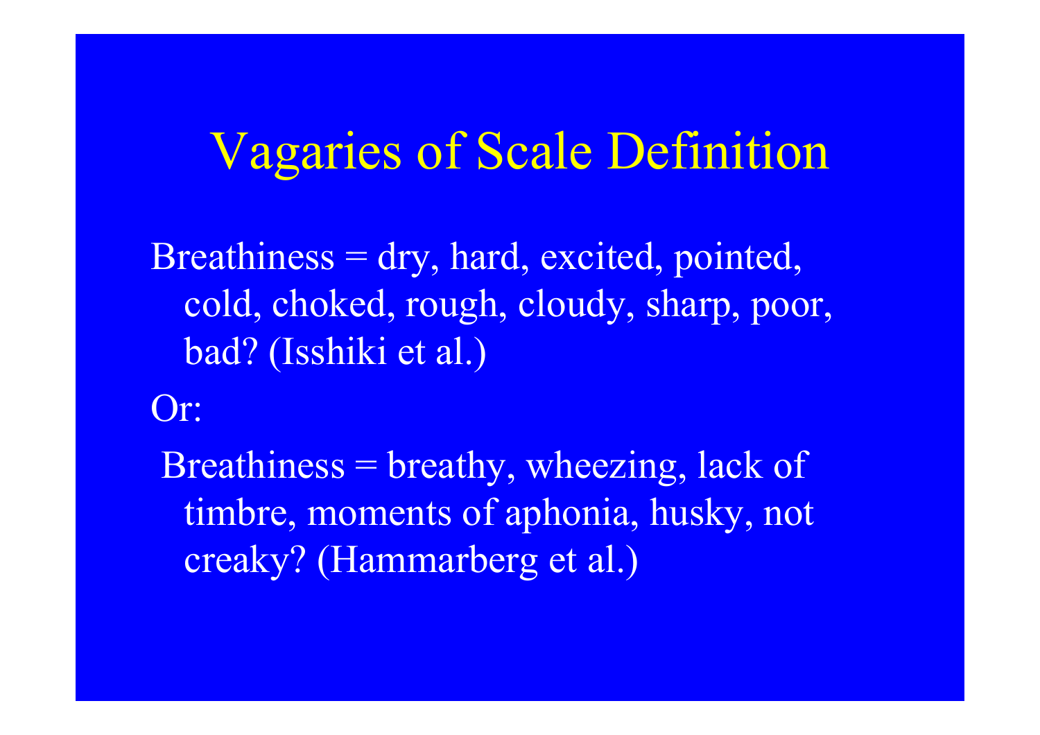# Vagaries of Scale Definition

Breathiness = dry, hard, excited, pointed, cold, choked, rough, cloudy, sharp, poor, bad? (Isshiki et al.)

Or:

Breathiness = breathy, wheezing, lack of timbre, moments of aphonia, husky, not creaky? (Hammarberg et al.)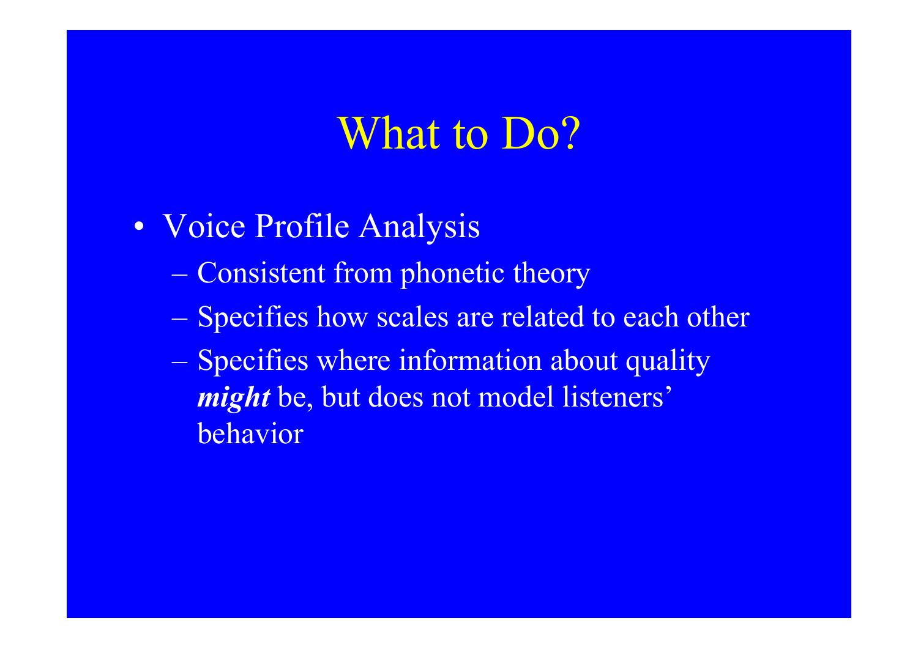# What to Do?

- Voice Profile Analysis
  - Consistent from phonetic theory
  - Specifies how scales are related to each other
  - Specifies where information about quality ***might*** be, but does not model listeners' behavior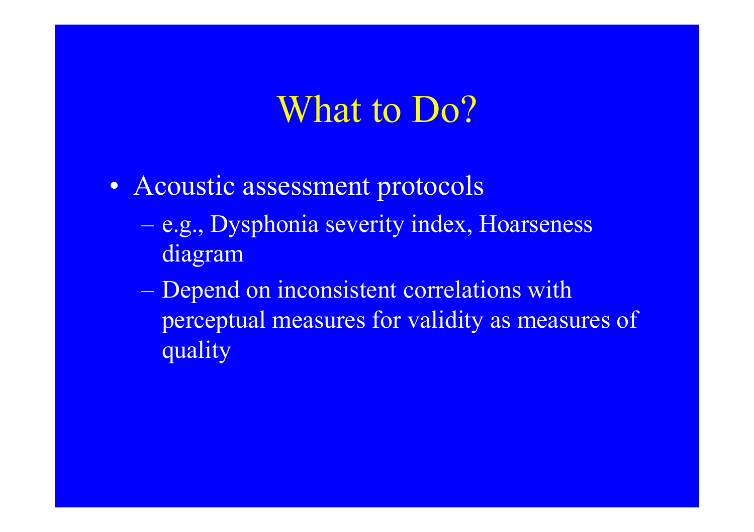# What to Do?

- Acoustic assessment protocols
  - e.g., Dysphonia severity index, Hoarseness diagram
  - Depend on inconsistent correlations with perceptual measures for validity as measures of quality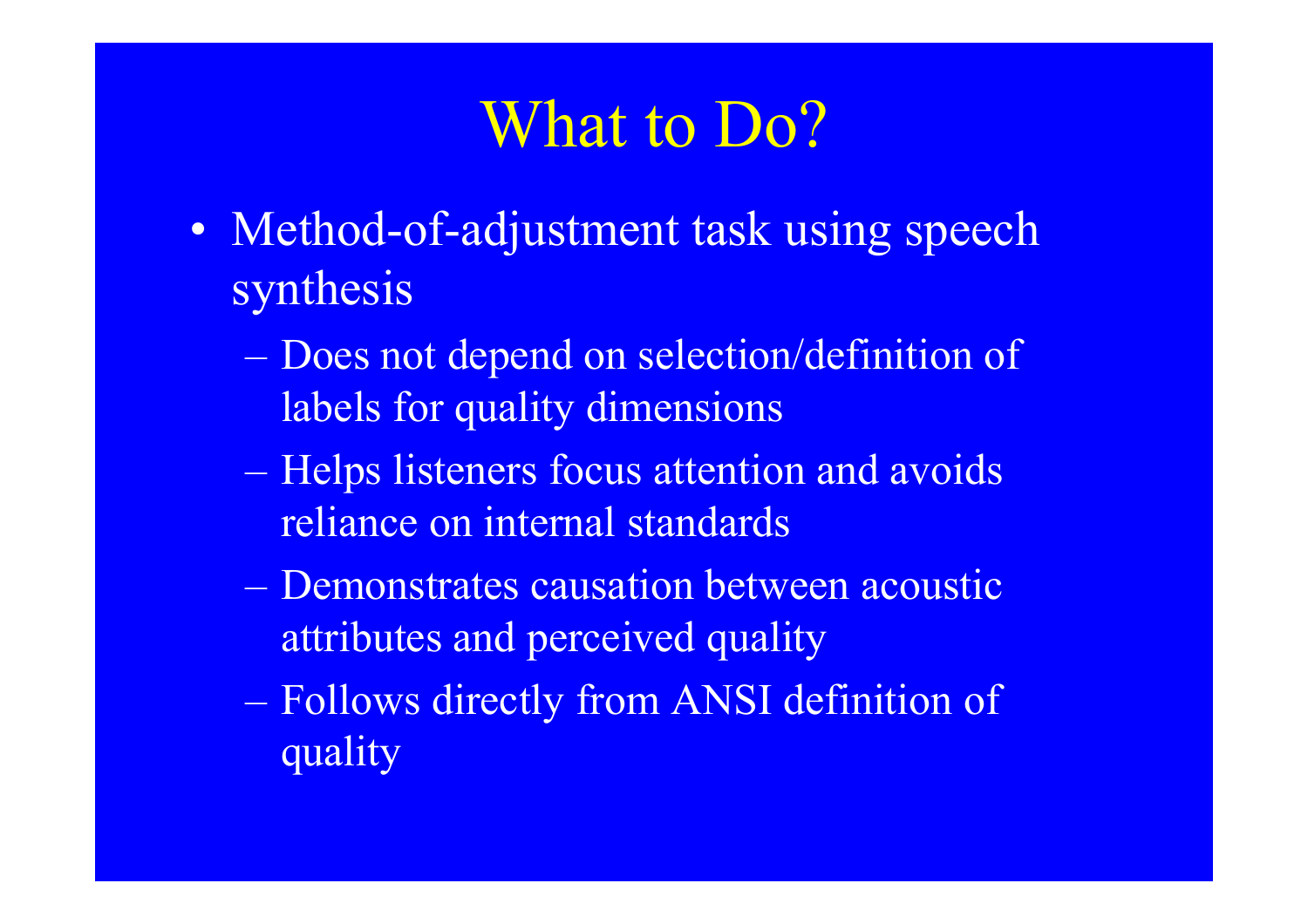# What to Do?

- Method-of-adjustment task using speech synthesis
  - Does not depend on selection/definition of labels for quality dimensions
  - Helps listeners focus attention and avoids reliance on internal standards
  - Demonstrates causation between acoustic attributes and perceived quality
  - Follows directly from ANSI definition of quality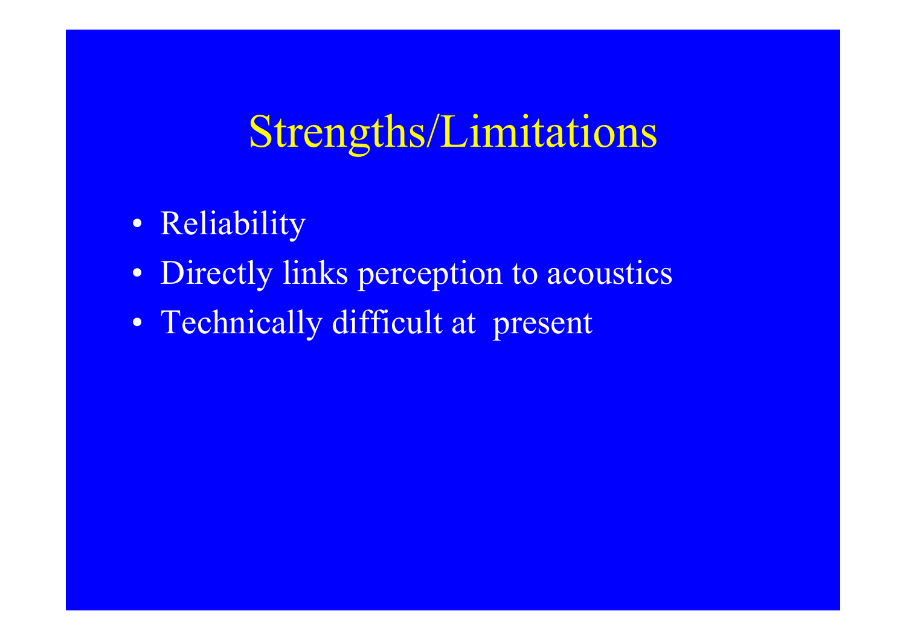# Strengths/Limitations

- Reliability
- Directly links perception to acoustics
- Technically difficult at present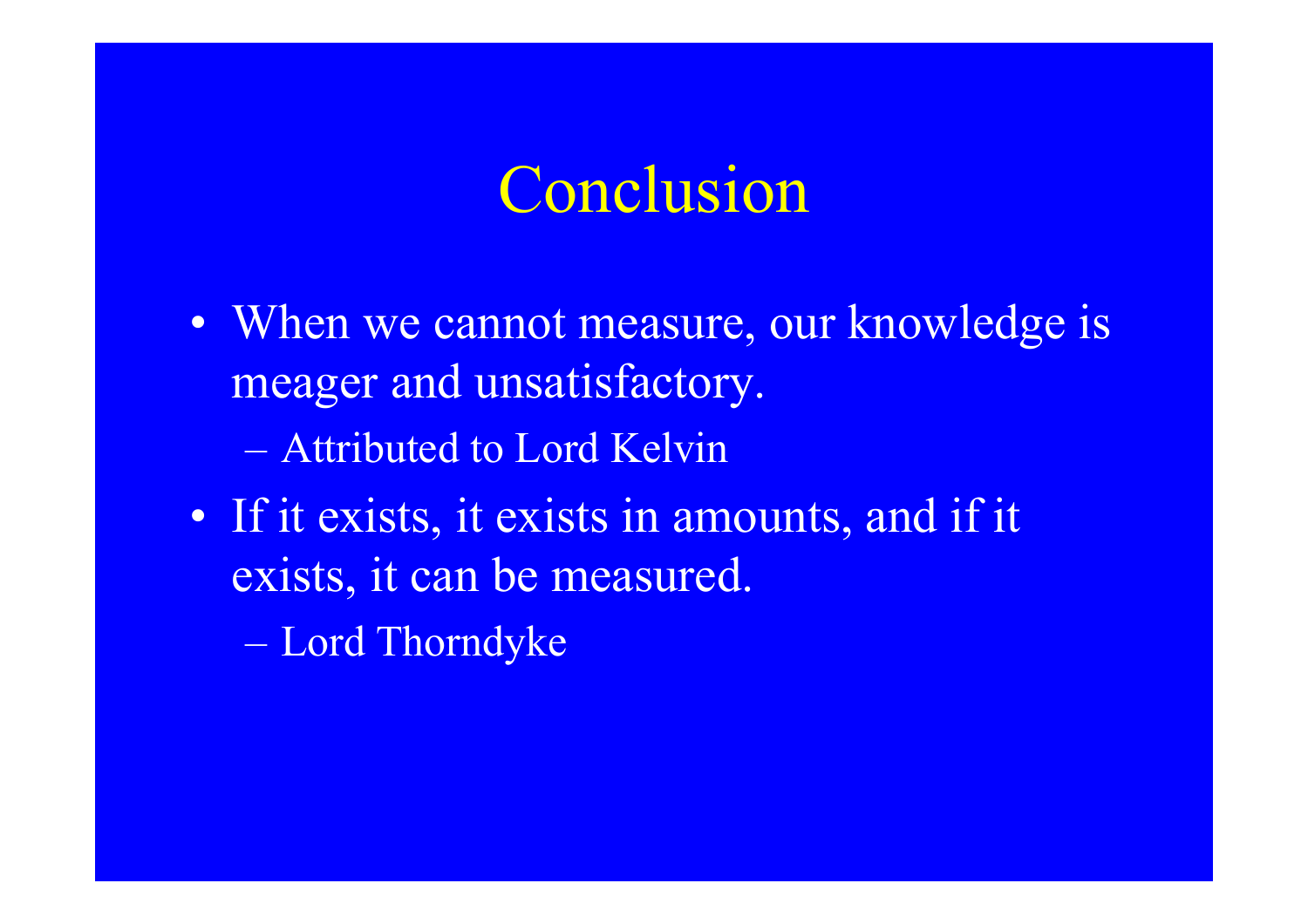# Conclusion

- When we cannot measure, our knowledge is meager and unsatisfactory.
  - Attributed to Lord Kelvin
- If it exists, it exists in amounts, and if it exists, it can be measured.
  - Lord Thorndyke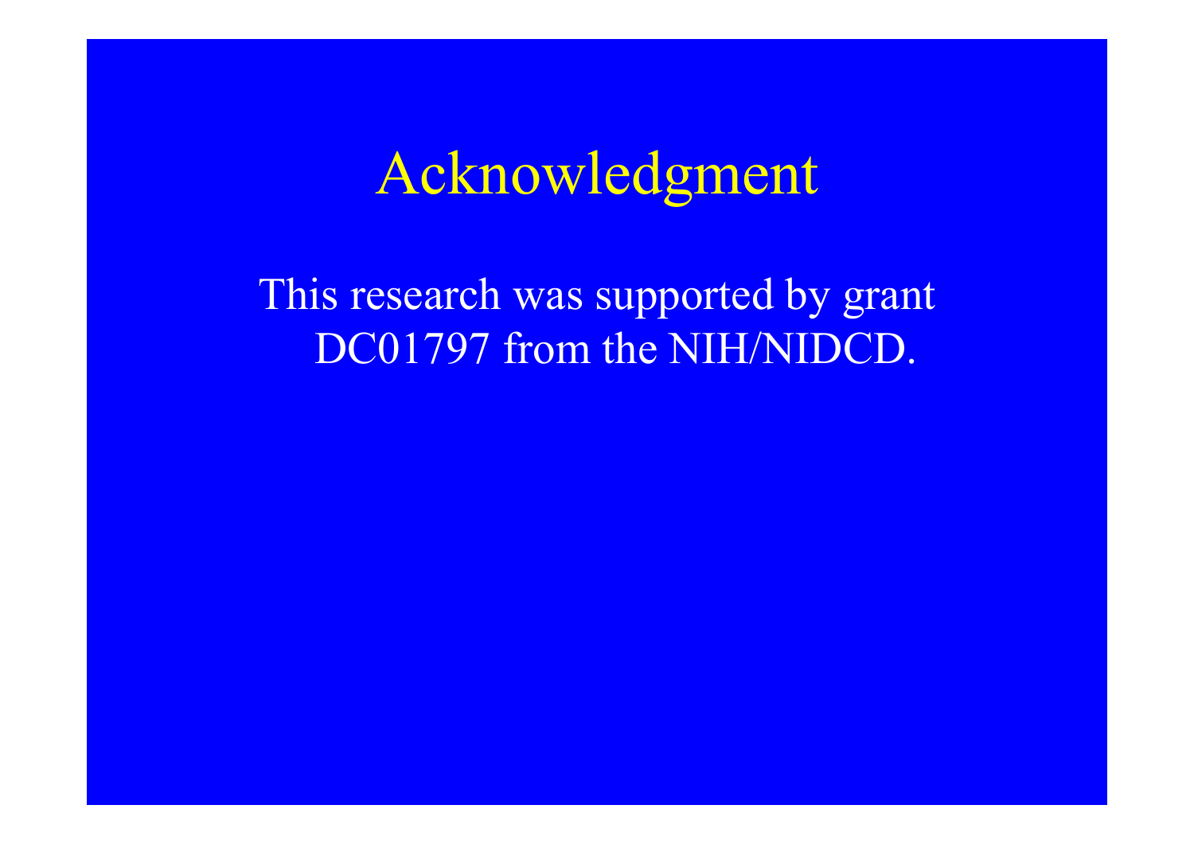# Acknowledgment

This research was supported by grant DC01797 from the NIH/NIDCD.